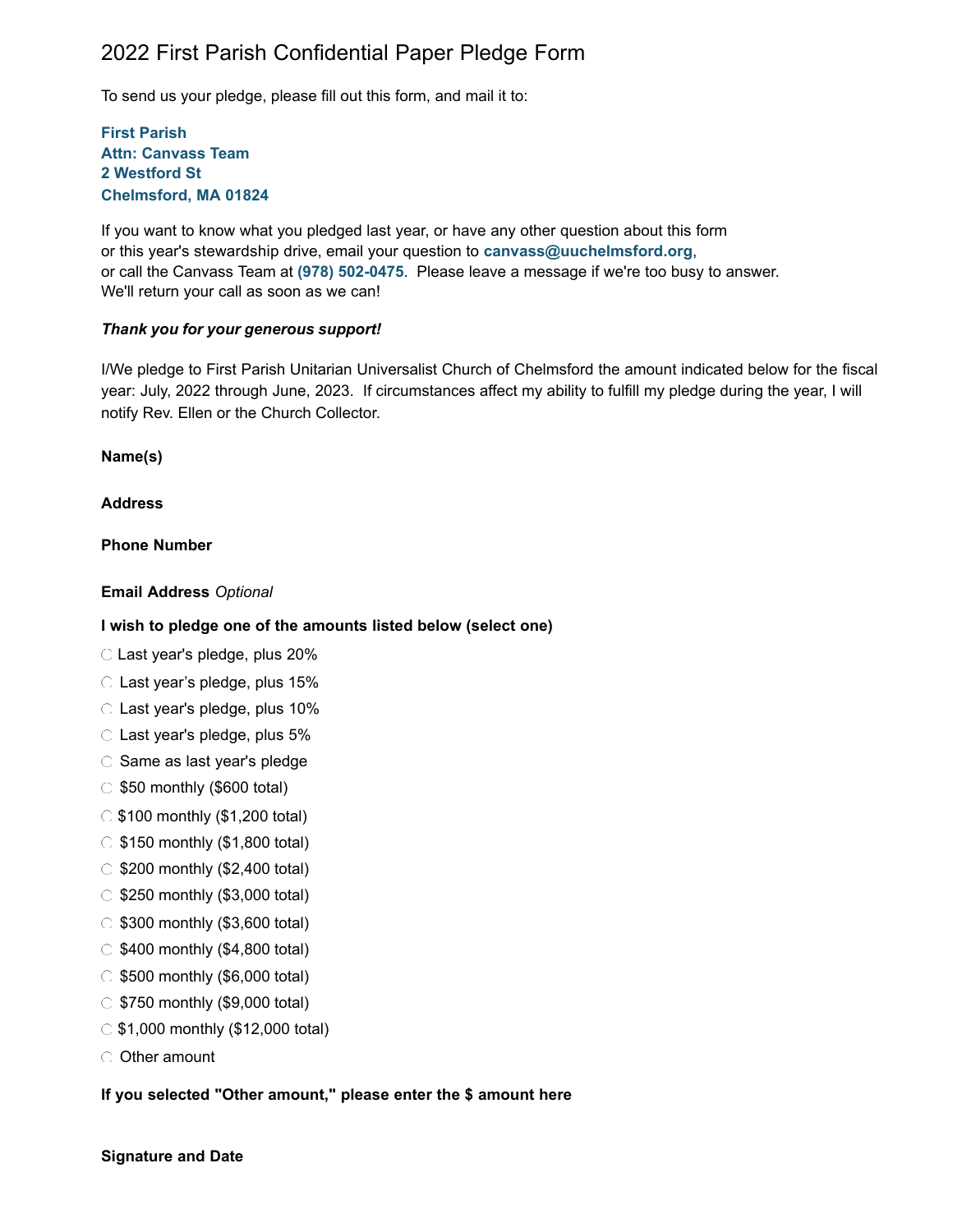# 2022 First Parish Confidential Paper Pledge Form

To send us your pledge, please fill out this form, and mail it to:

**First Parish**
**Attn: Canvass Team**
**2 Westford St**
**Chelmsford, MA 01824**

If you want to know what you pledged last year, or have any other question about this form or this year's stewardship drive, email your question to **canvass@uuchelmsford.org**, or call the Canvass Team at **(978) 502-0475**. Please leave a message if we're too busy to answer. We'll return your call as soon as we can!

***Thank you for your generous support!***

I/We pledge to First Parish Unitarian Universalist Church of Chelmsford the amount indicated below for the fiscal year: July, 2022 through June, 2023. If circumstances affect my ability to fulfill my pledge during the year, I will notify Rev. Ellen or the Church Collector.

**Name(s)**

**Address**

**Phone Number**

**Email Address** *Optional*

**I wish to pledge one of the amounts listed below (select one)**

- ◯ Last year's pledge, plus 20%
- ◯ Last year’s pledge, plus 15%
- ◯ Last year's pledge, plus 10%
- ◯ Last year's pledge, plus 5%
- ◯ Same as last year's pledge
- ◯ $50 monthly ($600 total)
- ◯ $100 monthly ($1,200 total)
- ◯ $150 monthly ($1,800 total)
- ◯ $200 monthly ($2,400 total)
- ◯ $250 monthly ($3,000 total)
- ◯ $300 monthly ($3,600 total)
- ◯ $400 monthly ($4,800 total)
- ◯ $500 monthly ($6,000 total)
- ◯ $750 monthly ($9,000 total)
- ◯ $1,000 monthly ($12,000 total)
- ◯ Other amount

**If you selected "Other amount," please enter the $ amount here**

**Signature and Date**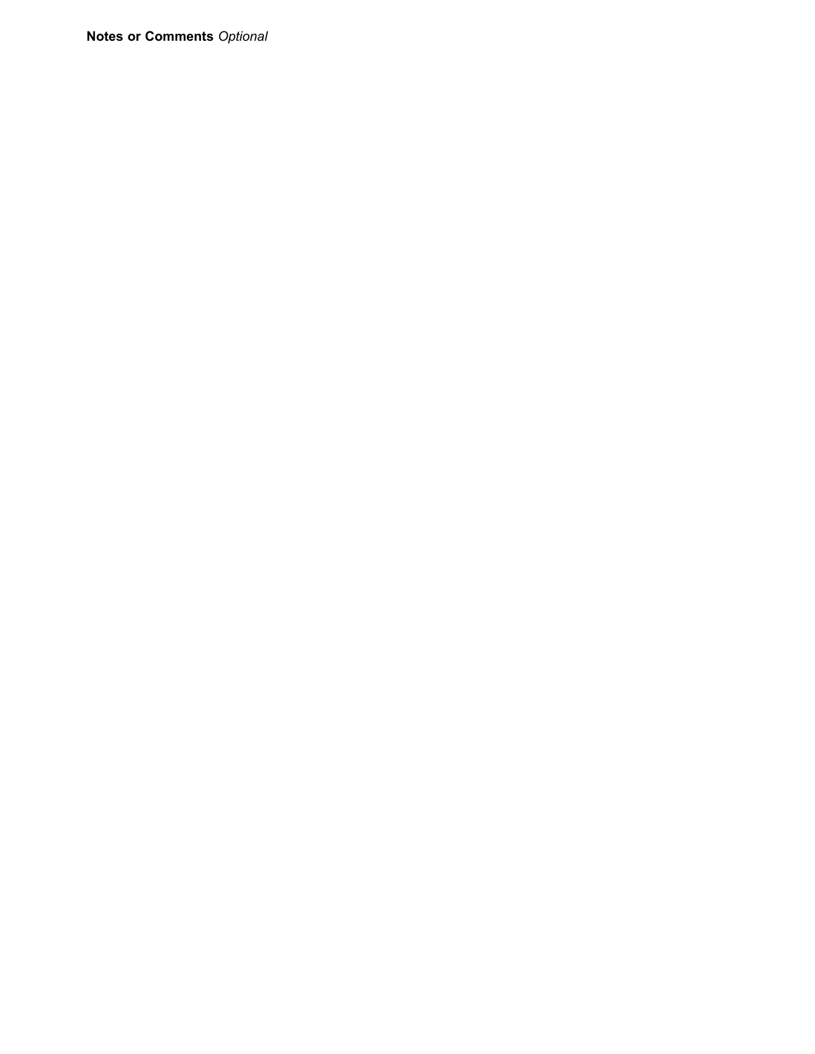**Notes or Comments** *Optional*